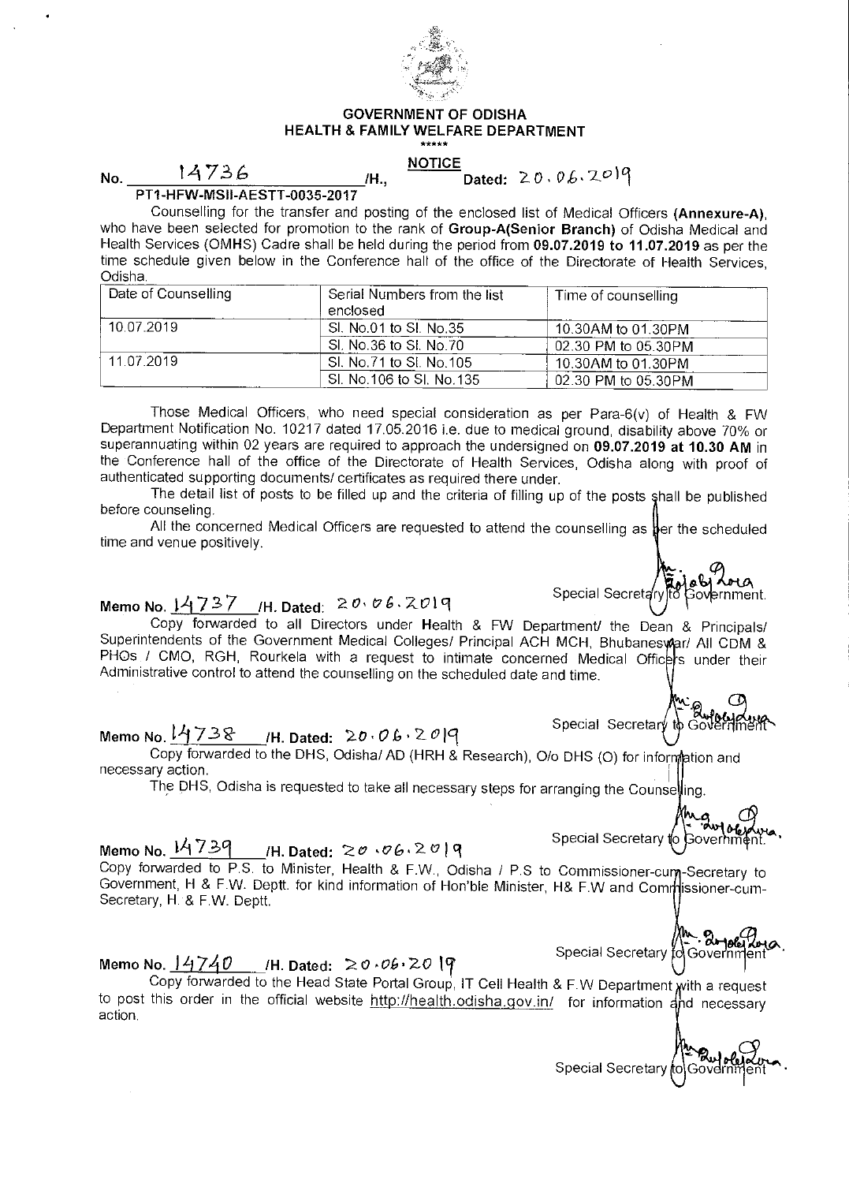**GOVERNMENT OF ODISHA**
**HEALTH & FAMILY WELFARE DEPARTMENT**

\*\*\*\*\*

**NOTICE**

**No.** 14736 **/H., Dated:** 20.06.2019

**PT1-HFW-MSII-AESTT-0035-2017**

Counselling for the transfer and posting of the enclosed list of Medical Officers **(Annexure-A)**, who have been selected for promotion to the rank of **Group-A(Senior Branch)** of Odisha Medical and Health Services (OMHS) Cadre shall be held during the period from **09.07.2019 to 11.07.2019** as per the time schedule given below in the Conference hall of the office of the Directorate of Health Services, Odisha.

| Date of Counselling | Serial Numbers from the list enclosed | Time of counselling |
|---|---|---|
| 10.07.2019 | Sl. No.01 to Sl. No.35 | 10.30AM to 01.30PM |
| | Sl. No.36 to Sl. No.70 | 02.30 PM to 05.30PM |
| 11.07.2019 | Sl. No.71 to Sl. No.105 | 10.30AM to 01.30PM |
| | Sl. No.106 to Sl. No.135 | 02.30 PM to 05.30PM |

Those Medical Officers, who need special consideration as per Para-6(v) of Health & FW Department Notification No. 10217 dated 17.05.2016 i.e. due to medical ground, disability above 70% or superannuating within 02 years are required to approach the undersigned on **09.07.2019 at 10.30 AM** in the Conference hall of the office of the Directorate of Health Services, Odisha along with proof of authenticated supporting documents/ certificates as required there under.

The detail list of posts to be filled up and the criteria of filling up of the posts shall be published before counseling.

All the concerned Medical Officers are requested to attend the counselling as per the scheduled time and venue positively.

Special Secretary to Government.

**Memo No.** 14737 **/H. Dated:** 20.06.2019

Copy forwarded to all Directors under Health & FW Department/ the Dean & Principals/ Superintendents of the Government Medical Colleges/ Principal ACH MCH, Bhubaneswar/ All CDM & PHOs / CMO, RGH, Rourkela with a request to intimate concerned Medical Officers under their Administrative control to attend the counselling on the scheduled date and time.

Special Secretary to Government

**Memo No.** 14738 **/H. Dated:** 20.06.2019

Copy forwarded to the DHS, Odisha/ AD (HRH & Research), O/o DHS (O) for information and necessary action.

The DHS, Odisha is requested to take all necessary steps for arranging the Counselling.

Special Secretary to Government.

**Memo No.** 14739 **/H. Dated:** 20.06.2019

Copy forwarded to P.S. to Minister, Health & F.W., Odisha / P.S to Commissioner-cum-Secretary to Government, H & F.W. Deptt. for kind information of Hon'ble Minister, H& F.W and Commissioner-cum-Secretary, H. & F.W. Deptt.

Special Secretary to Government.

**Memo No.** 14740 **/H. Dated:** 20.06.2019

Copy forwarded to the Head State Portal Group, IT Cell Health & F.W Department with a request to post this order in the official website http://health.odisha.gov.in/ for information and necessary action.

Special Secretary to Government.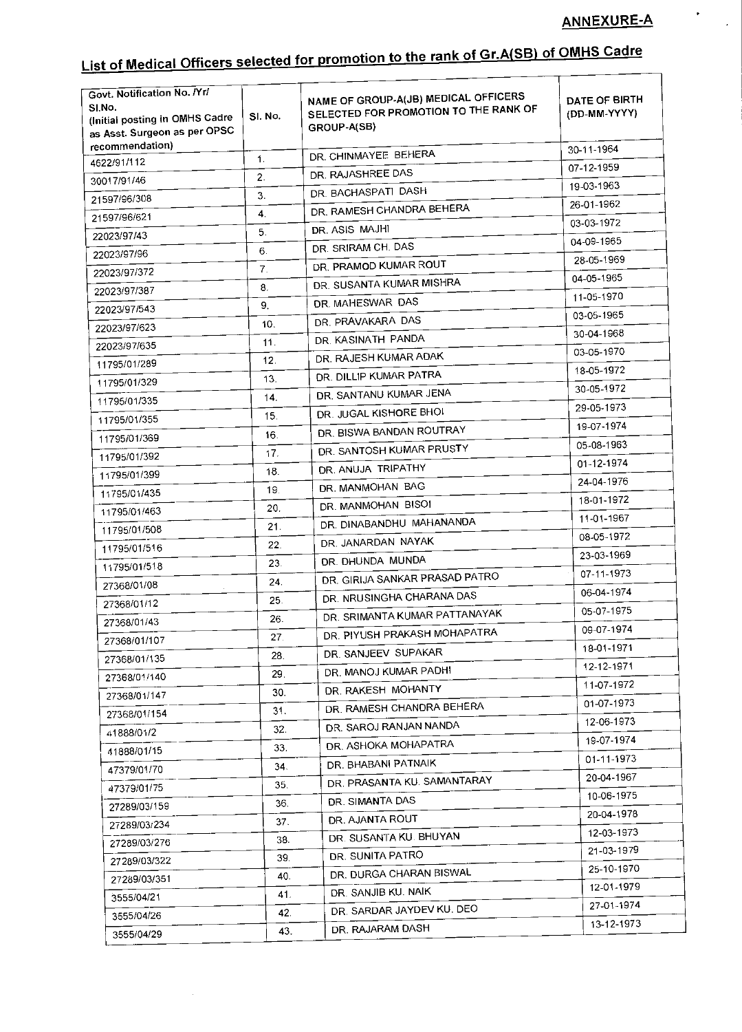**ANNEXURE-A**

## List of Medical Officers selected for promotion to the rank of Gr.A(SB) of OMHS Cadre

| Govt. Notification No. /Yr/ Sl.No. (Initial posting in OMHS Cadre as Asst. Surgeon as per OPSC recommendation) | Sl. No. | NAME OF GROUP-A(JB) MEDICAL OFFICERS SELECTED FOR PROMOTION TO THE RANK OF GROUP-A(SB) | DATE OF BIRTH (DD-MM-YYYY) |
|---|---|---|---|
| 4622/91/112 | 1. | DR. CHINMAYEE BEHERA | 30-11-1964 |
| 30017/91/46 | 2. | DR. RAJASHREE DAS | 07-12-1959 |
| 21597/96/308 | 3. | DR. BACHASPATI DASH | 19-03-1963 |
| 21597/96/621 | 4. | DR. RAMESH CHANDRA BEHERA | 26-01-1962 |
| 22023/97/43 | 5. | DR. ASIS MAJHI | 03-03-1972 |
| 22023/97/96 | 6. | DR. SRIRAM CH. DAS | 04-09-1965 |
| 22023/97/372 | 7. | DR. PRAMOD KUMAR ROUT | 28-05-1969 |
| 22023/97/387 | 8. | DR. SUSANTA KUMAR MISHRA | 04-05-1965 |
| 22023/97/543 | 9. | DR. MAHESWAR DAS | 11-05-1970 |
| 22023/97/623 | 10. | DR. PRAVAKARA DAS | 03-05-1965 |
| 22023/97/635 | 11. | DR. KASINATH PANDA | 30-04-1968 |
| 11795/01/289 | 12. | DR. RAJESH KUMAR ADAK | 03-05-1970 |
| 11795/01/329 | 13. | DR. DILLIP KUMAR PATRA | 18-05-1972 |
| 11795/01/335 | 14. | DR. SANTANU KUMAR JENA | 30-05-1972 |
| 11795/01/355 | 15. | DR. JUGAL KISHORE BHOI | 29-05-1973 |
| 11795/01/369 | 16. | DR. BISWA BANDAN ROUTRAY | 19-07-1974 |
| 11795/01/392 | 17. | DR. SANTOSH KUMAR PRUSTY | 05-08-1963 |
| 11795/01/399 | 18. | DR. ANUJA TRIPATHY | 01-12-1974 |
| 11795/01/435 | 19. | DR. MANMOHAN BAG | 24-04-1976 |
| 11795/01/463 | 20. | DR. MANMOHAN BISOI | 18-01-1972 |
| 11795/01/508 | 21. | DR. DINABANDHU MAHANANDA | 11-01-1967 |
| 11795/01/516 | 22. | DR. JANARDAN NAYAK | 08-05-1972 |
| 11795/01/518 | 23. | DR. DHUNDA MUNDA | 23-03-1969 |
| 27368/01/08 | 24. | DR. GIRIJA SANKAR PRASAD PATRO | 07-11-1973 |
| 27368/01/12 | 25. | DR. NRUSINGHA CHARANA DAS | 06-04-1974 |
| 27368/01/43 | 26. | DR. SRIMANTA KUMAR PATTANAYAK | 05-07-1975 |
| 27368/01/107 | 27. | DR. PIYUSH PRAKASH MOHAPATRA | 09-07-1974 |
| 27368/01/135 | 28. | DR. SANJEEV SUPAKAR | 18-01-1971 |
| 27368/01/140 | 29. | DR. MANOJ KUMAR PADHI | 12-12-1971 |
| 27368/01/147 | 30. | DR. RAKESH MOHANTY | 11-07-1972 |
| 27368/01/154 | 31. | DR. RAMESH CHANDRA BEHERA | 01-07-1973 |
| 41888/01/2 | 32. | DR. SAROJ RANJAN NANDA | 12-06-1973 |
| 41888/01/15 | 33. | DR. ASHOKA MOHAPATRA | 19-07-1974 |
| 47379/01/70 | 34. | DR. BHABANI PATNAIK | 01-11-1973 |
| 47379/01/75 | 35. | DR. PRASANTA KU. SAMANTARAY | 20-04-1967 |
| 27289/03/159 | 36. | DR. SIMANTA DAS | 10-06-1975 |
| 27289/03/234 | 37. | DR. AJANTA ROUT | 20-04-1978 |
| 27289/03/276 | 38. | DR. SUSANTA KU BHUYAN | 12-03-1973 |
| 27289/03/322 | 39. | DR. SUNITA PATRO | 21-03-1979 |
| 27289/03/351 | 40. | DR. DURGA CHARAN BISWAL | 25-10-1970 |
| 3555/04/21 | 41. | DR. SANJIB KU. NAIK | 12-01-1979 |
| 3555/04/26 | 42. | DR. SARDAR JAYDEV KU. DEO | 27-01-1974 |
| 3555/04/29 | 43. | DR. RAJARAM DASH | 13-12-1973 |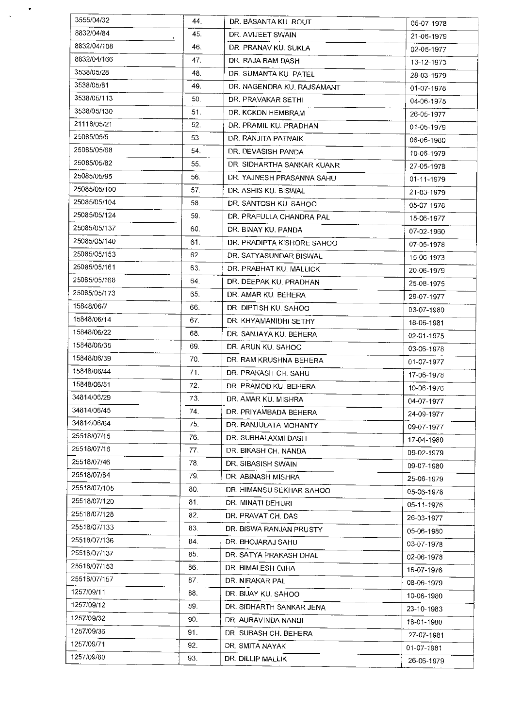| | | | |
|---|---|---|---|
| 3555/04/32 | 44. | DR. BASANTA KU. ROUT | 05-07-1978 |
| 8832/04/84 | 45. | DR. AVIJEET SWAIN | 21-06-1979 |
| 8832/04/108 | 46. | DR. PRANAV KU. SUKLA | 02-05-1977 |
| 8832/04/166 | 47. | DR. RAJA RAM DASH | 13-12-1973 |
| 3538/05/28 | 48. | DR. SUMANTA KU. PATEL | 28-03-1979 |
| 3538/05/81 | 49. | DR. NAGENDRA KU. RAJSAMANT | 01-07-1978 |
| 3538/05/113 | 50. | DR. PRAVAKAR SETHI | 04-06-1975 |
| 3538/05/130 | 51. | DR. KCKDN HEMBRAM | 26-05-1977 |
| 21118/05/21 | 52. | DR. PRAMIL KU. PRADHAN | 01-05-1979 |
| 25085/05/5 | 53. | DR. RANJITA PATNAIK | 06-06-1980 |
| 25085/05/68 | 54. | DR. DEVASISH PANDA | 10-06-1979 |
| 25085/05/82 | 55. | DR. SIDHARTHA SANKAR KUANR | 27-05-1978 |
| 25085/05/95 | 56. | DR. YAJNESH PRASANNA SAHU | 01-11-1979 |
| 25085/05/100 | 57. | DR. ASHIS KU. BISWAL | 21-03-1979 |
| 25085/05/104 | 58. | DR. SANTOSH KU. SAHOO | 05-07-1978 |
| 25085/05/124 | 59. | DR. PRAFULLA CHANDRA PAL | 15-06-1977 |
| 25085/05/137 | 60. | DR. BINAY KU. PANDA | 07-02-1960 |
| 25085/05/140 | 61. | DR. PRADIPTA KISHORE SAHOO | 07-05-1978 |
| 25085/05/153 | 62. | DR. SATYASUNDAR BISWAL | 15-06-1973 |
| 25085/05/161 | 63. | DR. PRABHAT KU. MALLICK | 20-06-1979 |
| 25085/05/168 | 64. | DR. DEEPAK KU. PRADHAN | 25-08-1975 |
| 25085/05/173 | 65. | DR. AMAR KU. BEHERA | 29-07-1977 |
| 15848/06/7 | 66. | DR. DIPTISH KU. SAHOO | 03-07-1980 |
| 15848/06/14 | 67. | DR. KHYAMANIDHI SETHY | 18-06-1981 |
| 15848/06/22 | 68. | DR. SANJAYA KU. BEHERA | 02-01-1975 |
| 15848/06/35 | 69. | DR. ARUN KU. SAHOO | 03-06-1978 |
| 15848/06/39 | 70. | DR. RAM KRUSHNA BEHERA | 01-07-1977 |
| 15848/06/44 | 71. | DR. PRAKASH CH. SAHU | 17-06-1978 |
| 15848/06/51 | 72. | DR. PRAMOD KU. BEHERA | 10-06-1976 |
| 34814/06/29 | 73. | DR. AMAR KU. MISHRA | 04-07-1977 |
| 34814/06/45 | 74. | DR. PRIYAMBADA BEHERA | 24-09-1977 |
| 34814/06/64 | 75. | DR. RANJULATA MOHANTY | 09-07-1977 |
| 25518/07/15 | 76. | DR. SUBHALAXMI DASH | 17-04-1980 |
| 25518/07/16 | 77. | DR. BIKASH CH. NANDA | 09-02-1979 |
| 25518/07/46 | 78. | DR. SIBASISH SWAIN | 09-07-1980 |
| 25518/07/84 | 79. | DR. ABINASH MISHRA | 25-06-1979 |
| 25518/07/105 | 80. | DR. HIMANSU SEKHAR SAHOO | 05-06-1978 |
| 25518/07/120 | 81. | DR. MINATI DEHURI | 05-11-1976 |
| 25518/07/128 | 82. | DR. PRAVAT CH. DAS | 26-03-1977 |
| 25518/07/133 | 83. | DR. BISWA RANJAN PRUSTY | 05-06-1980 |
| 25518/07/136 | 84. | DR. BHOJARAJ SAHU | 03-07-1978 |
| 25518/07/137 | 85. | DR. SATYA PRAKASH DHAL | 02-06-1978 |
| 25518/07/153 | 86. | DR. BIMALESH OJHA | 16-07-1976 |
| 25518/07/157 | 87. | DR. NIRAKAR PAL | 08-06-1979 |
| 1257/09/11 | 88. | DR. BIJAY KU. SAHOO | 10-06-1980 |
| 1257/09/12 | 89. | DR. SIDHARTH SANKAR JENA | 23-10-1983 |
| 1257/09/32 | 90. | DR. AURAVINDA NANDI | 18-01-1980 |
| 1257/09/36 | 91. | DR. SUBASH CH. BEHERA | 27-07-1981 |
| 1257/09/71 | 92. | DR. SMITA NAYAK | 01-07-1981 |
| 1257/09/80 | 93. | DR. DILLIP MALLIK | 26-06-1979 |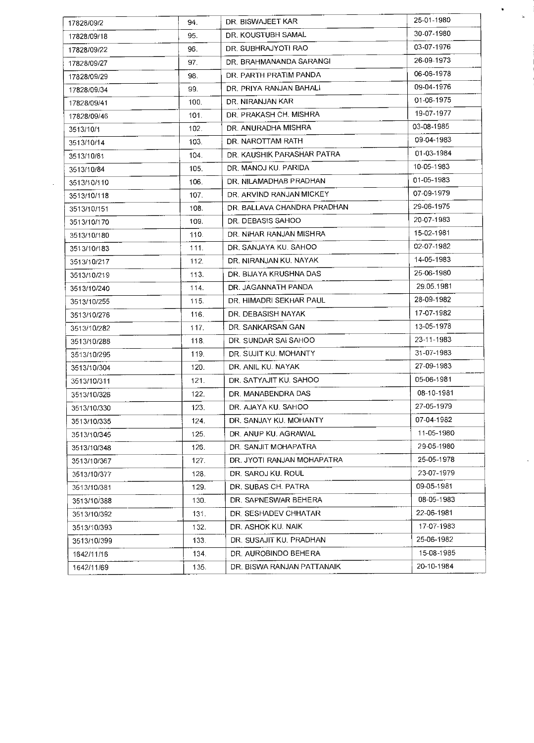| | | | |
|---|---|---|---|
| 17828/09/2 | 94. | DR. BISWAJEET KAR | 25-01-1980 |
| 17828/09/18 | 95. | DR. KOUSTUBH SAMAL | 30-07-1980 |
| 17828/09/22 | 96. | DR. SUBHRAJYOTI RAO | 03-07-1976 |
| 17828/09/27 | 97. | DR. BRAHMANANDA SARANGI | 26-09-1973 |
| 17828/09/29 | 98. | DR. PARTH PRATIM PANDA | 06-06-1978 |
| 17828/09/34 | 99. | DR. PRIYA RANJAN BAHALI | 09-04-1976 |
| 17828/09/41 | 100. | DR. NIRANJAN KAR | 01-06-1975 |
| 17828/09/46 | 101. | DR. PRAKASH CH. MISHRA | 19-07-1977 |
| 3513/10/1 | 102. | DR. ANURADHA MISHRA | 03-08-1985 |
| 3513/10/14 | 103. | DR. NAROTTAM RATH | 09-04-1983 |
| 3513/10/81 | 104. | DR. KAUSHIK PARASHAR PATRA | 01-03-1984 |
| 3513/10/84 | 105. | DR. MANOJ KU. PARIDA | 10-05-1983 |
| 3513/10/110 | 106. | DR. NILAMADHAB PRADHAN | 01-05-1983 |
| 3513/10/118 | 107. | DR. ARVIND RANJAN MICKEY | 07-09-1979 |
| 3513/10/151 | 108. | DR. BALLAVA CHANDRA PRADHAN | 29-06-1975 |
| 3513/10/170 | 109. | DR. DEBASIS SAHOO | 20-07-1983 |
| 3513/10/180 | 110. | DR. NIHAR RANJAN MISHRA | 15-02-1981 |
| 3513/10/183 | 111. | DR. SANJAYA KU. SAHOO | 02-07-1982 |
| 3513/10/217 | 112. | DR. NIRANJAN KU. NAYAK | 14-05-1983 |
| 3513/10/219 | 113. | DR. BIJAYA KRUSHNA DAS | 25-06-1980 |
| 3513/10/240 | 114. | DR. JAGANNATH PANDA | 29.05.1981 |
| 3513/10/255 | 115. | DR. HIMADRI SEKHAR PAUL | 28-09-1982 |
| 3513/10/276 | 116. | DR. DEBASISH NAYAK | 17-07-1982 |
| 3513/10/282 | 117. | DR. SANKARSAN GAN | 13-05-1978 |
| 3513/10/288 | 118. | DR. SUNDAR SAI SAHOO | 23-11-1983 |
| 3513/10/295 | 119. | DR. SUJIT KU. MOHANTY | 31-07-1983 |
| 3513/10/304 | 120. | DR. ANIL KU. NAYAK | 27-09-1983 |
| 3513/10/311 | 121. | DR. SATYAJIT KU. SAHOO | 05-06-1981 |
| 3513/10/326 | 122. | DR. MANABENDRA DAS | 08-10-1981 |
| 3513/10/330 | 123. | DR. AJAYA KU. SAHOO | 27-05-1979 |
| 3513/10/335 | 124. | DR. SANJAY KU. MOHANTY | 07-04-1982 |
| 3513/10/345 | 125. | DR. ANUP KU. AGRAWAL | 11-05-1980 |
| 3513/10/348 | 126. | DR. SANJIT MOHAPATRA | 29-05-1980 |
| 3513/10/367 | 127. | DR. JYOTI RANJAN MOHAPATRA | 25-05-1978 |
| 3513/10/377 | 128. | DR. SAROJ KU. ROUL | 23-07-1979 |
| 3513/10/381 | 129. | DR. SUBAS CH. PATRA | 09-05-1981 |
| 3513/10/388 | 130. | DR. SAPNESWAR BEHERA | 08-05-1983 |
| 3513/10/392 | 131. | DR. SESHADEV CHHATAR | 22-06-1981 |
| 3513/10/393 | 132. | DR. ASHOK KU. NAIK | 17-07-1983 |
| 3513/10/399 | 133. | DR. SUSAJIT KU. PRADHAN | 25-06-1982 |
| 1642/11/16 | 134. | DR. AUROBINDO BEHERA | 15-08-1985 |
| 1642/11/69 | 135. | DR. BISWA RANJAN PATTANAIK | 20-10-1984 |